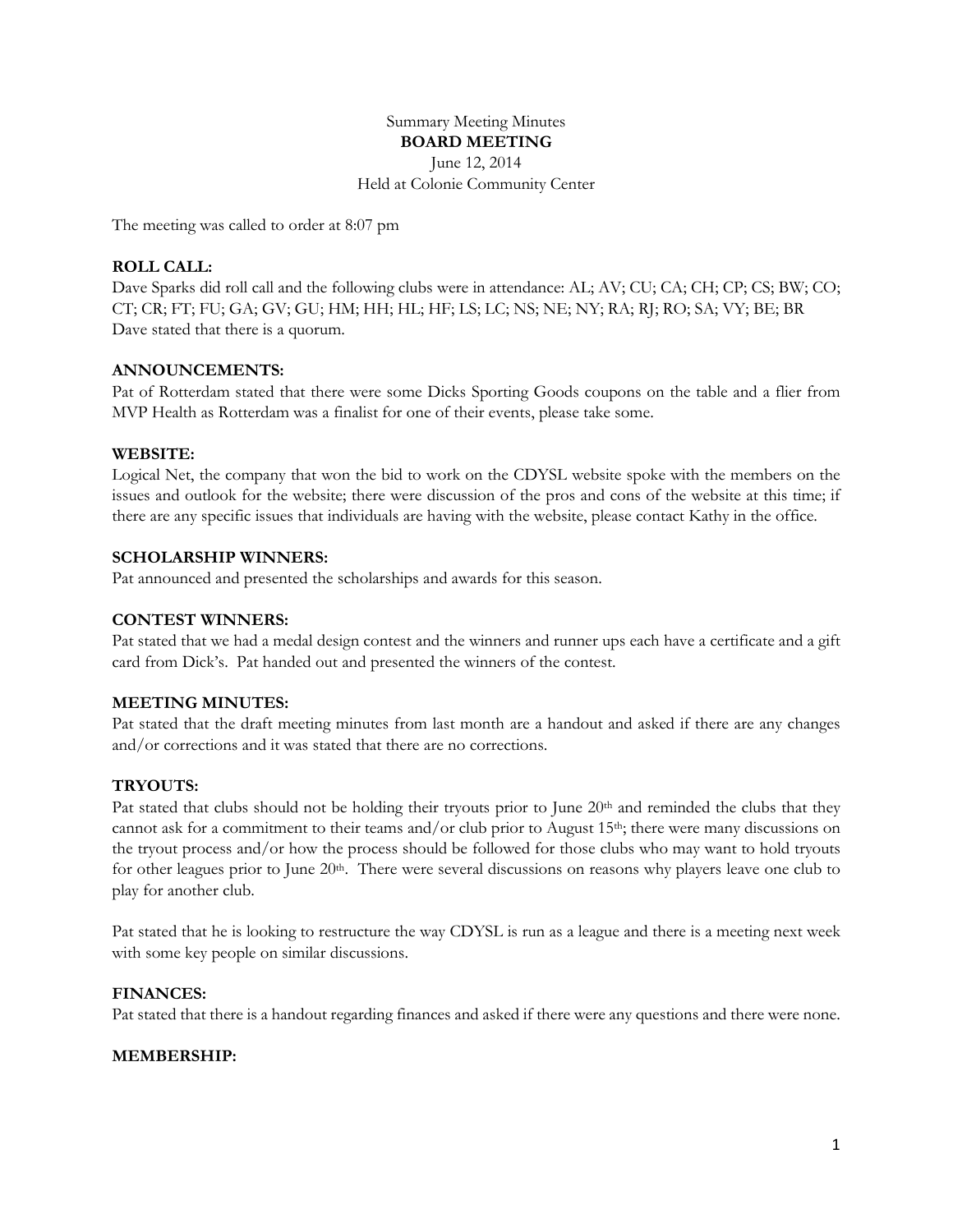Summary Meeting Minutes

**BOARD MEETING**

June 12, 2014

Held at Colonie Community Center

The meeting was called to order at 8:07 pm

**ROLL CALL:**

Dave Sparks did roll call and the following clubs were in attendance: AL; AV; CU; CA; CH; CP; CS; BW; CO; CT; CR; FT; FU; GA; GV; GU; HM; HH; HL; HF; LS; LC; NS; NE; NY; RA; RJ; RO; SA; VY; BE; BR

Dave stated that there is a quorum.

**ANNOUNCEMENTS:**

Pat of Rotterdam stated that there were some Dicks Sporting Goods coupons on the table and a flier from MVP Health as Rotterdam was a finalist for one of their events, please take some.

**WEBSITE:**

Logical Net, the company that won the bid to work on the CDYSL website spoke with the members on the issues and outlook for the website; there were discussion of the pros and cons of the website at this time; if there are any specific issues that individuals are having with the website, please contact Kathy in the office.

**SCHOLARSHIP WINNERS:**

Pat announced and presented the scholarships and awards for this season.

**CONTEST WINNERS:**

Pat stated that we had a medal design contest and the winners and runner ups each have a certificate and a gift card from Dick's. Pat handed out and presented the winners of the contest.

**MEETING MINUTES:**

Pat stated that the draft meeting minutes from last month are a handout and asked if there are any changes and/or corrections and it was stated that there are no corrections.

**TRYOUTS:**

Pat stated that clubs should not be holding their tryouts prior to June 20th and reminded the clubs that they cannot ask for a commitment to their teams and/or club prior to August 15th; there were many discussions on the tryout process and/or how the process should be followed for those clubs who may want to hold tryouts for other leagues prior to June 20th. There were several discussions on reasons why players leave one club to play for another club.

Pat stated that he is looking to restructure the way CDYSL is run as a league and there is a meeting next week with some key people on similar discussions.

**FINANCES:**

Pat stated that there is a handout regarding finances and asked if there were any questions and there were none.

**MEMBERSHIP:**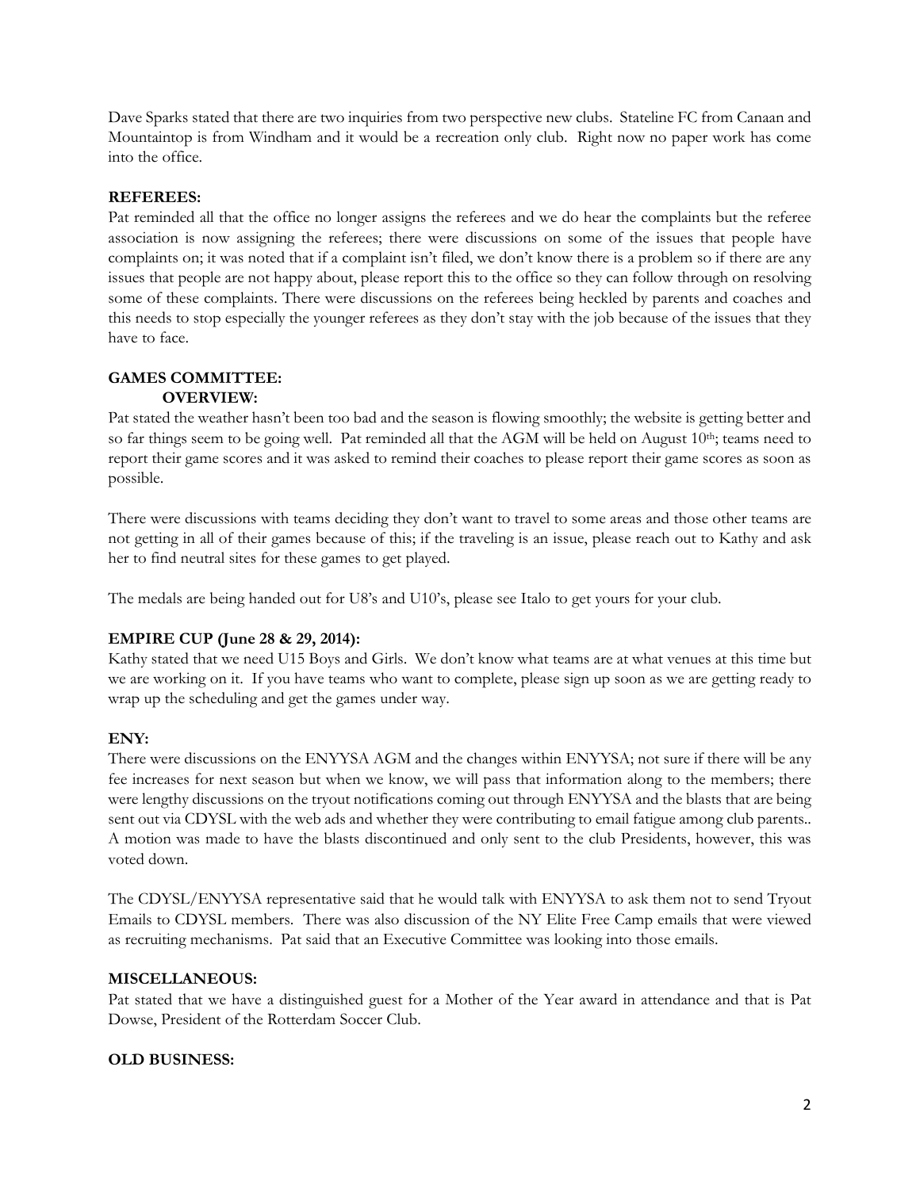Dave Sparks stated that there are two inquiries from two perspective new clubs. Stateline FC from Canaan and Mountaintop is from Windham and it would be a recreation only club. Right now no paper work has come into the office.

**REFEREES:**

Pat reminded all that the office no longer assigns the referees and we do hear the complaints but the referee association is now assigning the referees; there were discussions on some of the issues that people have complaints on; it was noted that if a complaint isn't filed, we don't know there is a problem so if there are any issues that people are not happy about, please report this to the office so they can follow through on resolving some of these complaints. There were discussions on the referees being heckled by parents and coaches and this needs to stop especially the younger referees as they don't stay with the job because of the issues that they have to face.

**GAMES COMMITTEE:**

**OVERVIEW:**

Pat stated the weather hasn't been too bad and the season is flowing smoothly; the website is getting better and so far things seem to be going well. Pat reminded all that the AGM will be held on August 10th; teams need to report their game scores and it was asked to remind their coaches to please report their game scores as soon as possible.

There were discussions with teams deciding they don't want to travel to some areas and those other teams are not getting in all of their games because of this; if the traveling is an issue, please reach out to Kathy and ask her to find neutral sites for these games to get played.

The medals are being handed out for U8's and U10's, please see Italo to get yours for your club.

**EMPIRE CUP (June 28 & 29, 2014):**

Kathy stated that we need U15 Boys and Girls. We don't know what teams are at what venues at this time but we are working on it. If you have teams who want to complete, please sign up soon as we are getting ready to wrap up the scheduling and get the games under way.

**ENY:**

There were discussions on the ENYYSA AGM and the changes within ENYYSA; not sure if there will be any fee increases for next season but when we know, we will pass that information along to the members; there were lengthy discussions on the tryout notifications coming out through ENYYSA and the blasts that are being sent out via CDYSL with the web ads and whether they were contributing to email fatigue among club parents.. A motion was made to have the blasts discontinued and only sent to the club Presidents, however, this was voted down.

The CDYSL/ENYYSA representative said that he would talk with ENYYSA to ask them not to send Tryout Emails to CDYSL members. There was also discussion of the NY Elite Free Camp emails that were viewed as recruiting mechanisms. Pat said that an Executive Committee was looking into those emails.

**MISCELLANEOUS:**

Pat stated that we have a distinguished guest for a Mother of the Year award in attendance and that is Pat Dowse, President of the Rotterdam Soccer Club.

**OLD BUSINESS:**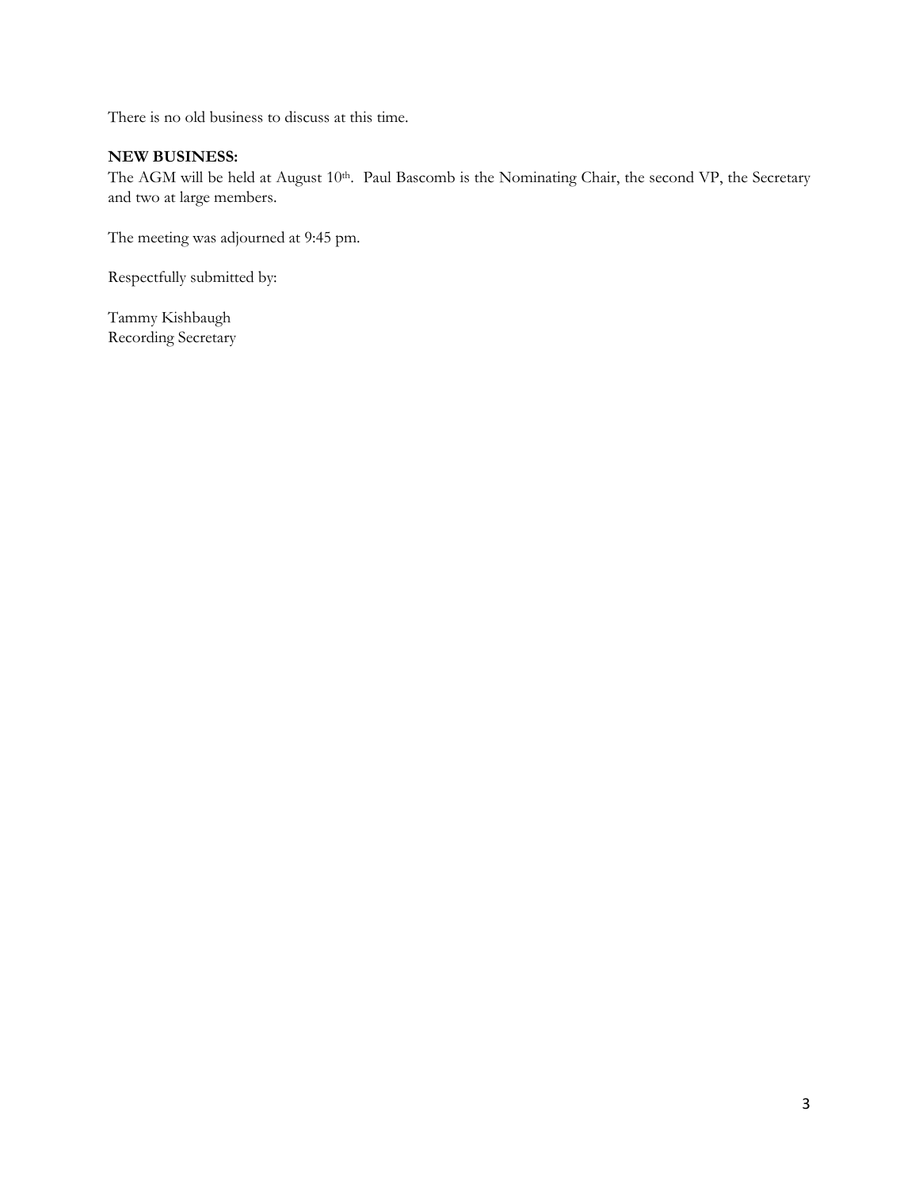There is no old business to discuss at this time.

**NEW BUSINESS:**
The AGM will be held at August 10th. Paul Bascomb is the Nominating Chair, the second VP, the Secretary and two at large members.

The meeting was adjourned at 9:45 pm.

Respectfully submitted by:

Tammy Kishbaugh
Recording Secretary